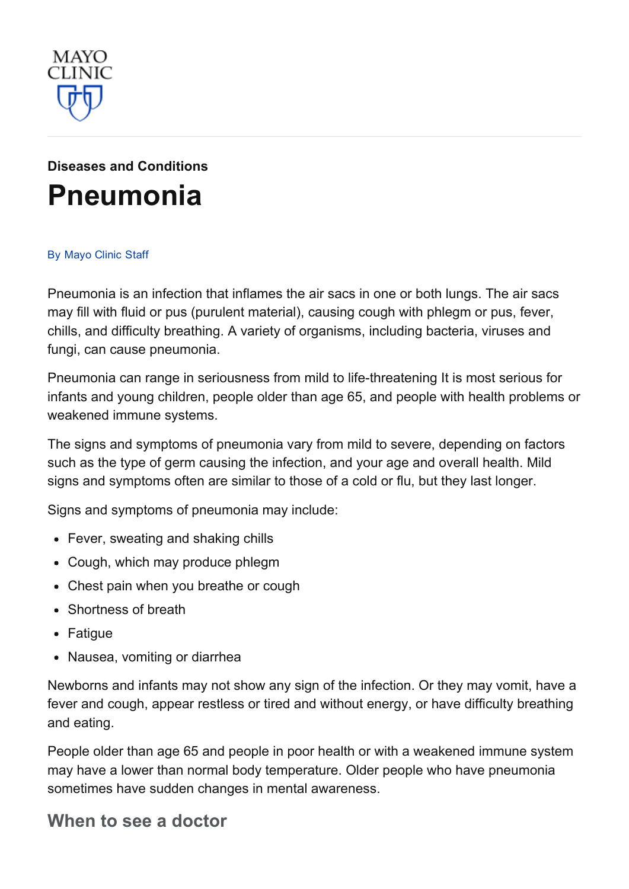MAYO CLINIC

Diseases and Conditions

# Pneumonia

By Mayo Clinic Staff

Pneumonia is an infection that inflames the air sacs in one or both lungs. The air sacs may fill with fluid or pus (purulent material), causing cough with phlegm or pus, fever, chills, and difficulty breathing. A variety of organisms, including bacteria, viruses and fungi, can cause pneumonia.

Pneumonia can range in seriousness from mild to life-threatening It is most serious for infants and young children, people older than age 65, and people with health problems or weakened immune systems.

The signs and symptoms of pneumonia vary from mild to severe, depending on factors such as the type of germ causing the infection, and your age and overall health. Mild signs and symptoms often are similar to those of a cold or flu, but they last longer.

Signs and symptoms of pneumonia may include:

- Fever, sweating and shaking chills
- Cough, which may produce phlegm
- Chest pain when you breathe or cough
- Shortness of breath
- Fatigue
- Nausea, vomiting or diarrhea

Newborns and infants may not show any sign of the infection. Or they may vomit, have a fever and cough, appear restless or tired and without energy, or have difficulty breathing and eating.

People older than age 65 and people in poor health or with a weakened immune system may have a lower than normal body temperature. Older people who have pneumonia sometimes have sudden changes in mental awareness.

## When to see a doctor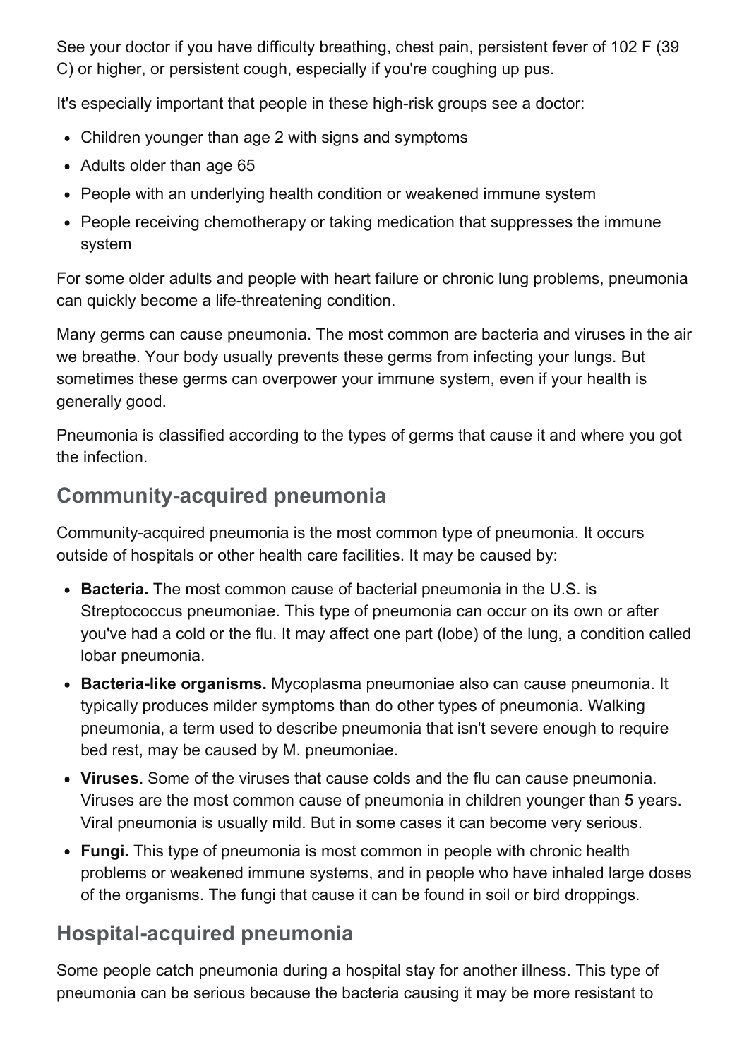See your doctor if you have difficulty breathing, chest pain, persistent fever of 102 F (39 C) or higher, or persistent cough, especially if you're coughing up pus.

It's especially important that people in these high-risk groups see a doctor:

- Children younger than age 2 with signs and symptoms
- Adults older than age 65
- People with an underlying health condition or weakened immune system
- People receiving chemotherapy or taking medication that suppresses the immune system

For some older adults and people with heart failure or chronic lung problems, pneumonia can quickly become a life-threatening condition.

Many germs can cause pneumonia. The most common are bacteria and viruses in the air we breathe. Your body usually prevents these germs from infecting your lungs. But sometimes these germs can overpower your immune system, even if your health is generally good.

Pneumonia is classified according to the types of germs that cause it and where you got the infection.

## Community-acquired pneumonia

Community-acquired pneumonia is the most common type of pneumonia. It occurs outside of hospitals or other health care facilities. It may be caused by:

- **Bacteria.** The most common cause of bacterial pneumonia in the U.S. is Streptococcus pneumoniae. This type of pneumonia can occur on its own or after you've had a cold or the flu. It may affect one part (lobe) of the lung, a condition called lobar pneumonia.
- **Bacteria-like organisms.** Mycoplasma pneumoniae also can cause pneumonia. It typically produces milder symptoms than do other types of pneumonia. Walking pneumonia, a term used to describe pneumonia that isn't severe enough to require bed rest, may be caused by M. pneumoniae.
- **Viruses.** Some of the viruses that cause colds and the flu can cause pneumonia. Viruses are the most common cause of pneumonia in children younger than 5 years. Viral pneumonia is usually mild. But in some cases it can become very serious.
- **Fungi.** This type of pneumonia is most common in people with chronic health problems or weakened immune systems, and in people who have inhaled large doses of the organisms. The fungi that cause it can be found in soil or bird droppings.

## Hospital-acquired pneumonia

Some people catch pneumonia during a hospital stay for another illness. This type of pneumonia can be serious because the bacteria causing it may be more resistant to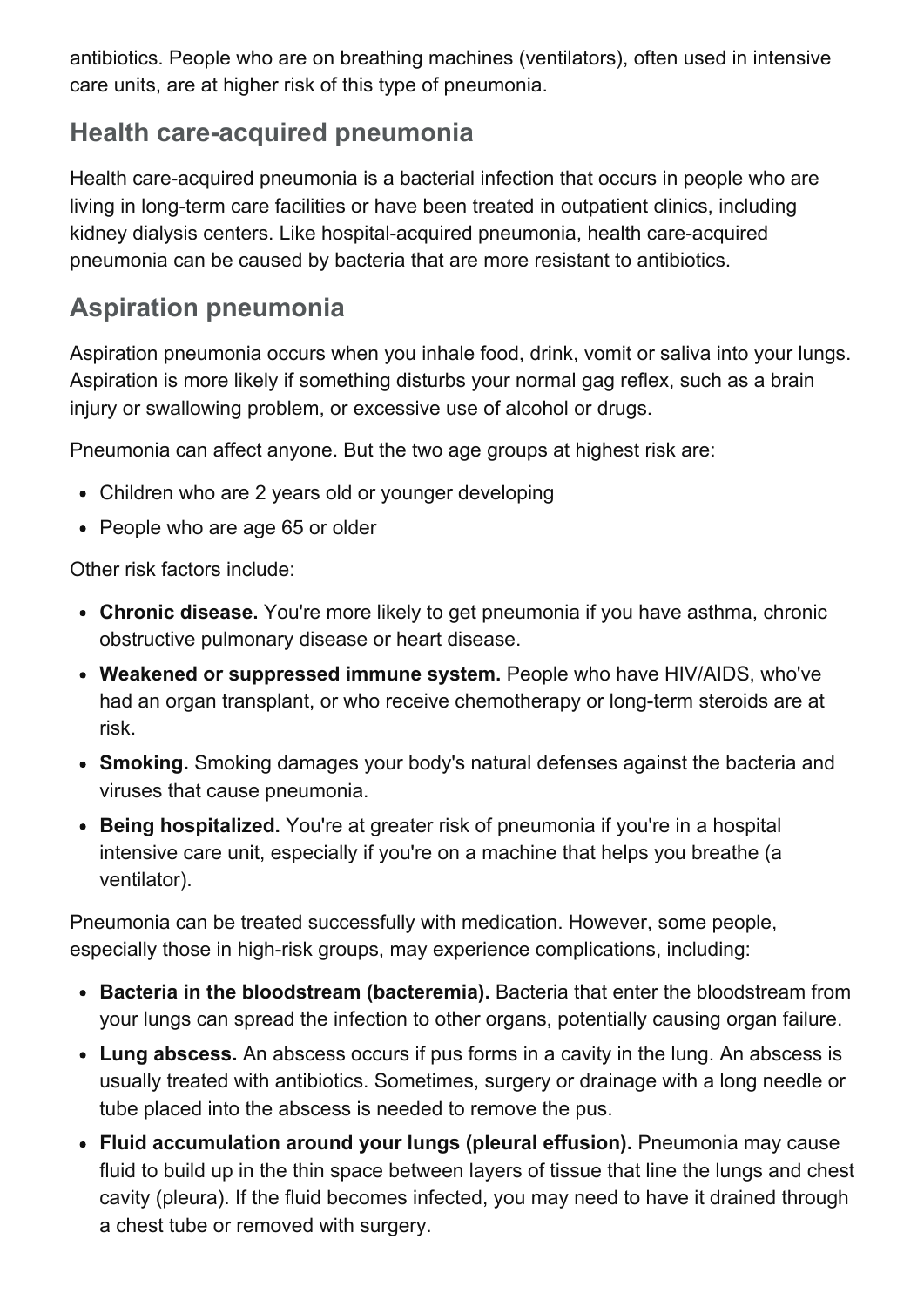antibiotics. People who are on breathing machines (ventilators), often used in intensive care units, are at higher risk of this type of pneumonia.

## Health care-acquired pneumonia

Health care-acquired pneumonia is a bacterial infection that occurs in people who are living in long-term care facilities or have been treated in outpatient clinics, including kidney dialysis centers. Like hospital-acquired pneumonia, health care-acquired pneumonia can be caused by bacteria that are more resistant to antibiotics.

## Aspiration pneumonia

Aspiration pneumonia occurs when you inhale food, drink, vomit or saliva into your lungs. Aspiration is more likely if something disturbs your normal gag reflex, such as a brain injury or swallowing problem, or excessive use of alcohol or drugs.

Pneumonia can affect anyone. But the two age groups at highest risk are:

- Children who are 2 years old or younger developing
- People who are age 65 or older

Other risk factors include:

- **Chronic disease.** You're more likely to get pneumonia if you have asthma, chronic obstructive pulmonary disease or heart disease.
- **Weakened or suppressed immune system.** People who have HIV/AIDS, who've had an organ transplant, or who receive chemotherapy or long-term steroids are at risk.
- **Smoking.** Smoking damages your body's natural defenses against the bacteria and viruses that cause pneumonia.
- **Being hospitalized.** You're at greater risk of pneumonia if you're in a hospital intensive care unit, especially if you're on a machine that helps you breathe (a ventilator).

Pneumonia can be treated successfully with medication. However, some people, especially those in high-risk groups, may experience complications, including:

- **Bacteria in the bloodstream (bacteremia).** Bacteria that enter the bloodstream from your lungs can spread the infection to other organs, potentially causing organ failure.
- **Lung abscess.** An abscess occurs if pus forms in a cavity in the lung. An abscess is usually treated with antibiotics. Sometimes, surgery or drainage with a long needle or tube placed into the abscess is needed to remove the pus.
- **Fluid accumulation around your lungs (pleural effusion).** Pneumonia may cause fluid to build up in the thin space between layers of tissue that line the lungs and chest cavity (pleura). If the fluid becomes infected, you may need to have it drained through a chest tube or removed with surgery.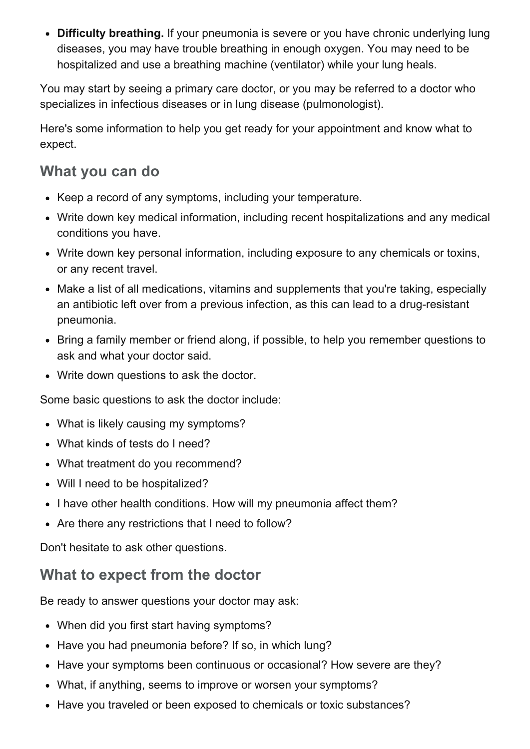- **Difficulty breathing.** If your pneumonia is severe or you have chronic underlying lung diseases, you may have trouble breathing in enough oxygen. You may need to be hospitalized and use a breathing machine (ventilator) while your lung heals.

You may start by seeing a primary care doctor, or you may be referred to a doctor who specializes in infectious diseases or in lung disease (pulmonologist).

Here's some information to help you get ready for your appointment and know what to expect.

## What you can do

- Keep a record of any symptoms, including your temperature.
- Write down key medical information, including recent hospitalizations and any medical conditions you have.
- Write down key personal information, including exposure to any chemicals or toxins, or any recent travel.
- Make a list of all medications, vitamins and supplements that you're taking, especially an antibiotic left over from a previous infection, as this can lead to a drug-resistant pneumonia.
- Bring a family member or friend along, if possible, to help you remember questions to ask and what your doctor said.
- Write down questions to ask the doctor.

Some basic questions to ask the doctor include:

- What is likely causing my symptoms?
- What kinds of tests do I need?
- What treatment do you recommend?
- Will I need to be hospitalized?
- I have other health conditions. How will my pneumonia affect them?
- Are there any restrictions that I need to follow?

Don't hesitate to ask other questions.

## What to expect from the doctor

Be ready to answer questions your doctor may ask:

- When did you first start having symptoms?
- Have you had pneumonia before? If so, in which lung?
- Have your symptoms been continuous or occasional? How severe are they?
- What, if anything, seems to improve or worsen your symptoms?
- Have you traveled or been exposed to chemicals or toxic substances?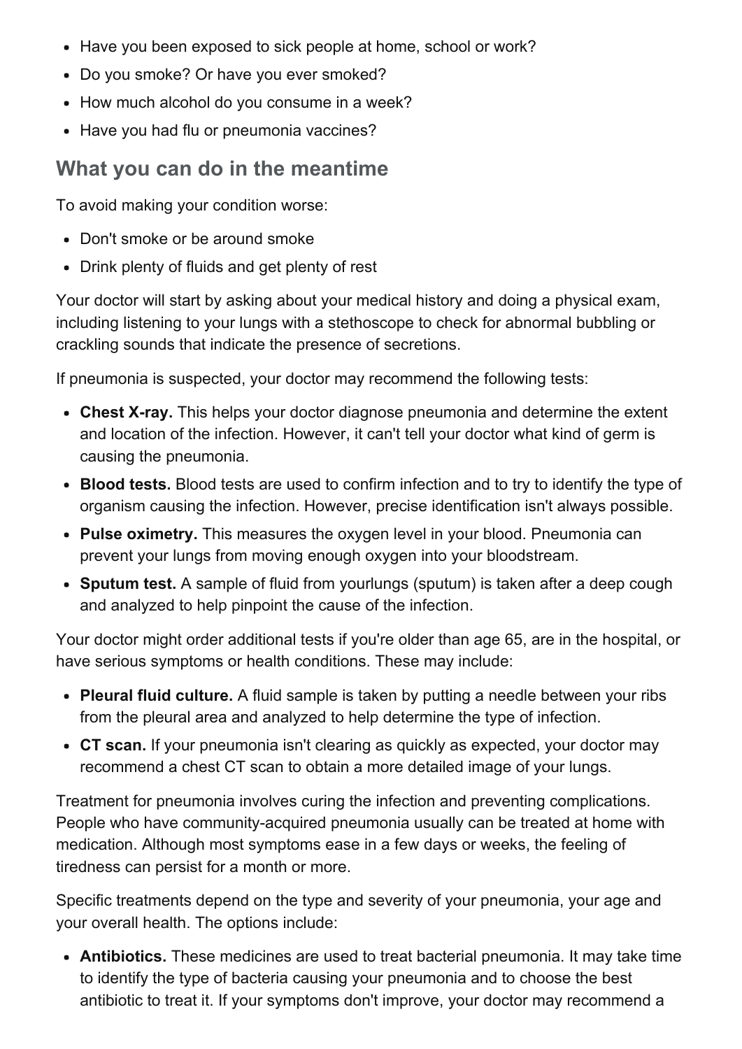- Have you been exposed to sick people at home, school or work?
- Do you smoke? Or have you ever smoked?
- How much alcohol do you consume in a week?
- Have you had flu or pneumonia vaccines?

## What you can do in the meantime

To avoid making your condition worse:

- Don't smoke or be around smoke
- Drink plenty of fluids and get plenty of rest

Your doctor will start by asking about your medical history and doing a physical exam, including listening to your lungs with a stethoscope to check for abnormal bubbling or crackling sounds that indicate the presence of secretions.

If pneumonia is suspected, your doctor may recommend the following tests:

- **Chest X-ray.** This helps your doctor diagnose pneumonia and determine the extent and location of the infection. However, it can't tell your doctor what kind of germ is causing the pneumonia.
- **Blood tests.** Blood tests are used to confirm infection and to try to identify the type of organism causing the infection. However, precise identification isn't always possible.
- **Pulse oximetry.** This measures the oxygen level in your blood. Pneumonia can prevent your lungs from moving enough oxygen into your bloodstream.
- **Sputum test.** A sample of fluid from yourlungs (sputum) is taken after a deep cough and analyzed to help pinpoint the cause of the infection.

Your doctor might order additional tests if you're older than age 65, are in the hospital, or have serious symptoms or health conditions. These may include:

- **Pleural fluid culture.** A fluid sample is taken by putting a needle between your ribs from the pleural area and analyzed to help determine the type of infection.
- **CT scan.** If your pneumonia isn't clearing as quickly as expected, your doctor may recommend a chest CT scan to obtain a more detailed image of your lungs.

Treatment for pneumonia involves curing the infection and preventing complications. People who have community-acquired pneumonia usually can be treated at home with medication. Although most symptoms ease in a few days or weeks, the feeling of tiredness can persist for a month or more.

Specific treatments depend on the type and severity of your pneumonia, your age and your overall health. The options include:

- **Antibiotics.** These medicines are used to treat bacterial pneumonia. It may take time to identify the type of bacteria causing your pneumonia and to choose the best antibiotic to treat it. If your symptoms don't improve, your doctor may recommend a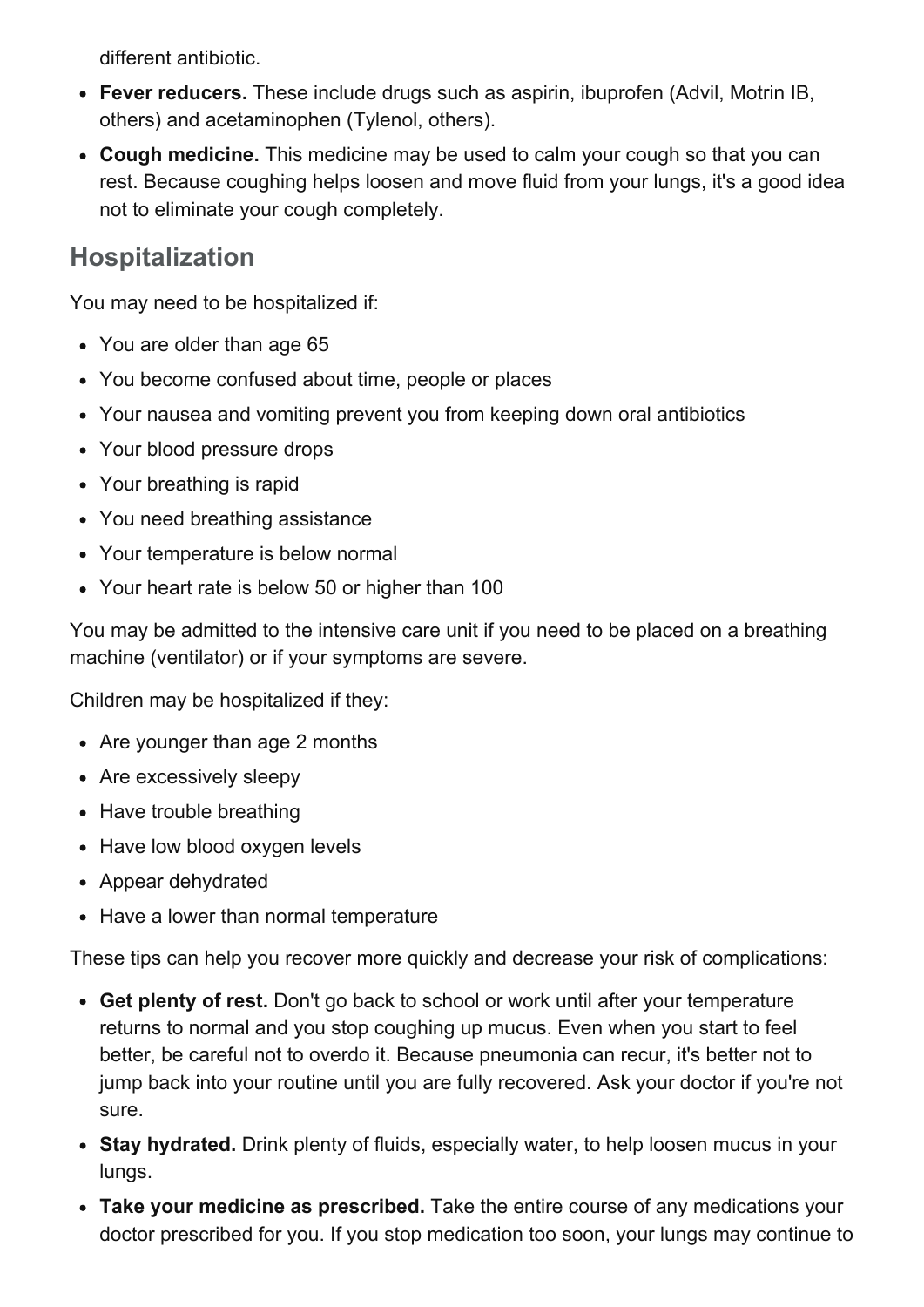different antibiotic.

- **Fever reducers.** These include drugs such as aspirin, ibuprofen (Advil, Motrin IB, others) and acetaminophen (Tylenol, others).
- **Cough medicine.** This medicine may be used to calm your cough so that you can rest. Because coughing helps loosen and move fluid from your lungs, it's a good idea not to eliminate your cough completely.

## Hospitalization

You may need to be hospitalized if:

- You are older than age 65
- You become confused about time, people or places
- Your nausea and vomiting prevent you from keeping down oral antibiotics
- Your blood pressure drops
- Your breathing is rapid
- You need breathing assistance
- Your temperature is below normal
- Your heart rate is below 50 or higher than 100

You may be admitted to the intensive care unit if you need to be placed on a breathing machine (ventilator) or if your symptoms are severe.

Children may be hospitalized if they:

- Are younger than age 2 months
- Are excessively sleepy
- Have trouble breathing
- Have low blood oxygen levels
- Appear dehydrated
- Have a lower than normal temperature

These tips can help you recover more quickly and decrease your risk of complications:

- **Get plenty of rest.** Don't go back to school or work until after your temperature returns to normal and you stop coughing up mucus. Even when you start to feel better, be careful not to overdo it. Because pneumonia can recur, it's better not to jump back into your routine until you are fully recovered. Ask your doctor if you're not sure.
- **Stay hydrated.** Drink plenty of fluids, especially water, to help loosen mucus in your lungs.
- **Take your medicine as prescribed.** Take the entire course of any medications your doctor prescribed for you. If you stop medication too soon, your lungs may continue to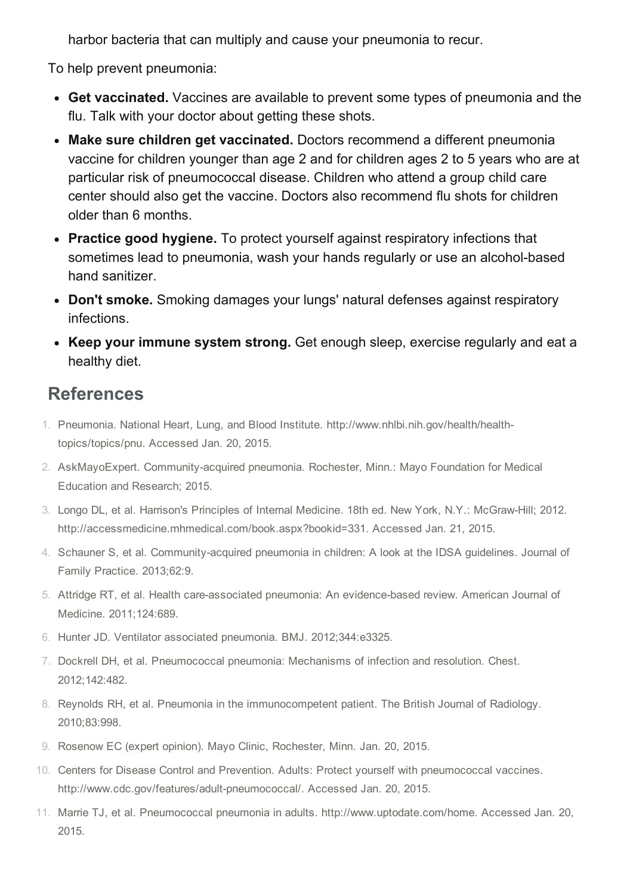harbor bacteria that can multiply and cause your pneumonia to recur.

To help prevent pneumonia:

- **Get vaccinated.** Vaccines are available to prevent some types of pneumonia and the flu. Talk with your doctor about getting these shots.
- **Make sure children get vaccinated.** Doctors recommend a different pneumonia vaccine for children younger than age 2 and for children ages 2 to 5 years who are at particular risk of pneumococcal disease. Children who attend a group child care center should also get the vaccine. Doctors also recommend flu shots for children older than 6 months.
- **Practice good hygiene.** To protect yourself against respiratory infections that sometimes lead to pneumonia, wash your hands regularly or use an alcohol-based hand sanitizer.
- **Don't smoke.** Smoking damages your lungs' natural defenses against respiratory infections.
- **Keep your immune system strong.** Get enough sleep, exercise regularly and eat a healthy diet.

## References

1. Pneumonia. National Heart, Lung, and Blood Institute. http://www.nhlbi.nih.gov/health/health-topics/topics/pnu. Accessed Jan. 20, 2015.
2. AskMayoExpert. Community-acquired pneumonia. Rochester, Minn.: Mayo Foundation for Medical Education and Research; 2015.
3. Longo DL, et al. Harrison's Principles of Internal Medicine. 18th ed. New York, N.Y.: McGraw-Hill; 2012. http://accessmedicine.mhmedical.com/book.aspx?bookid=331. Accessed Jan. 21, 2015.
4. Schauner S, et al. Community-acquired pneumonia in children: A look at the IDSA guidelines. Journal of Family Practice. 2013;62:9.
5. Attridge RT, et al. Health care-associated pneumonia: An evidence-based review. American Journal of Medicine. 2011;124:689.
6. Hunter JD. Ventilator associated pneumonia. BMJ. 2012;344:e3325.
7. Dockrell DH, et al. Pneumococcal pneumonia: Mechanisms of infection and resolution. Chest. 2012;142:482.
8. Reynolds RH, et al. Pneumonia in the immunocompetent patient. The British Journal of Radiology. 2010;83:998.
9. Rosenow EC (expert opinion). Mayo Clinic, Rochester, Minn. Jan. 20, 2015.
10. Centers for Disease Control and Prevention. Adults: Protect yourself with pneumococcal vaccines. http://www.cdc.gov/features/adult-pneumococcal/. Accessed Jan. 20, 2015.
11. Marrie TJ, et al. Pneumococcal pneumonia in adults. http://www.uptodate.com/home. Accessed Jan. 20, 2015.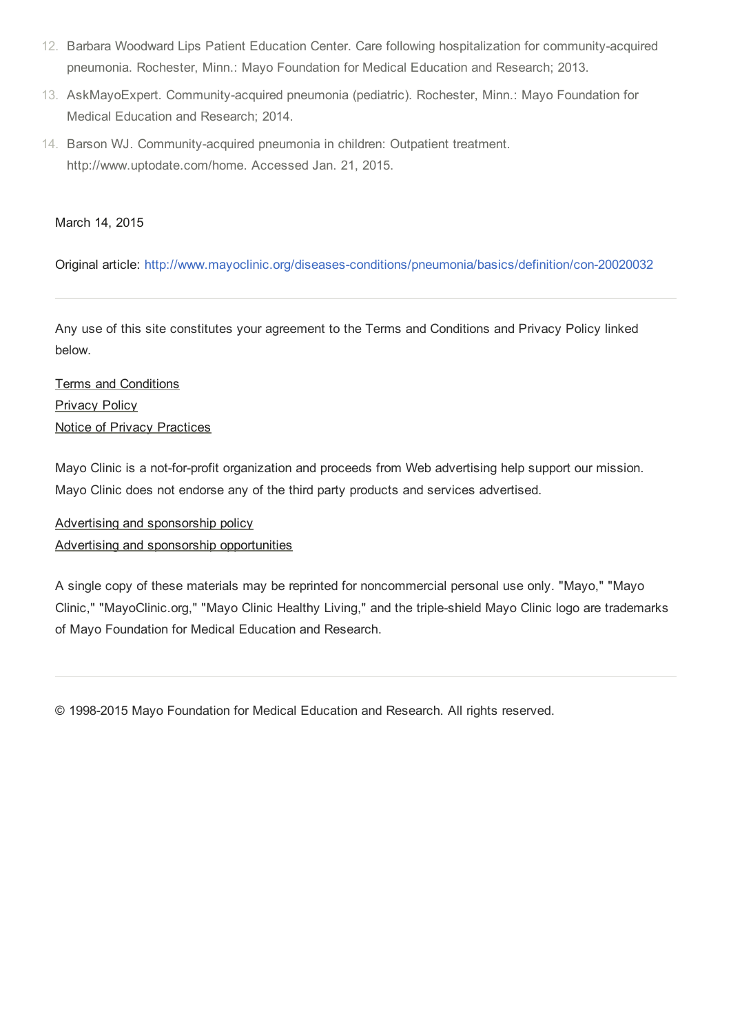12. Barbara Woodward Lips Patient Education Center. Care following hospitalization for community-acquired pneumonia. Rochester, Minn.: Mayo Foundation for Medical Education and Research; 2013.
13. AskMayoExpert. Community-acquired pneumonia (pediatric). Rochester, Minn.: Mayo Foundation for Medical Education and Research; 2014.
14. Barson WJ. Community-acquired pneumonia in children: Outpatient treatment. http://www.uptodate.com/home. Accessed Jan. 21, 2015.

March 14, 2015

Original article: http://www.mayoclinic.org/diseases-conditions/pneumonia/basics/definition/con-20020032

---

Any use of this site constitutes your agreement to the Terms and Conditions and Privacy Policy linked below.

Terms and Conditions
Privacy Policy
Notice of Privacy Practices

Mayo Clinic is a not-for-profit organization and proceeds from Web advertising help support our mission. Mayo Clinic does not endorse any of the third party products and services advertised.

Advertising and sponsorship policy
Advertising and sponsorship opportunities

A single copy of these materials may be reprinted for noncommercial personal use only. "Mayo," "Mayo Clinic," "MayoClinic.org," "Mayo Clinic Healthy Living," and the triple-shield Mayo Clinic logo are trademarks of Mayo Foundation for Medical Education and Research.

---

© 1998-2015 Mayo Foundation for Medical Education and Research. All rights reserved.